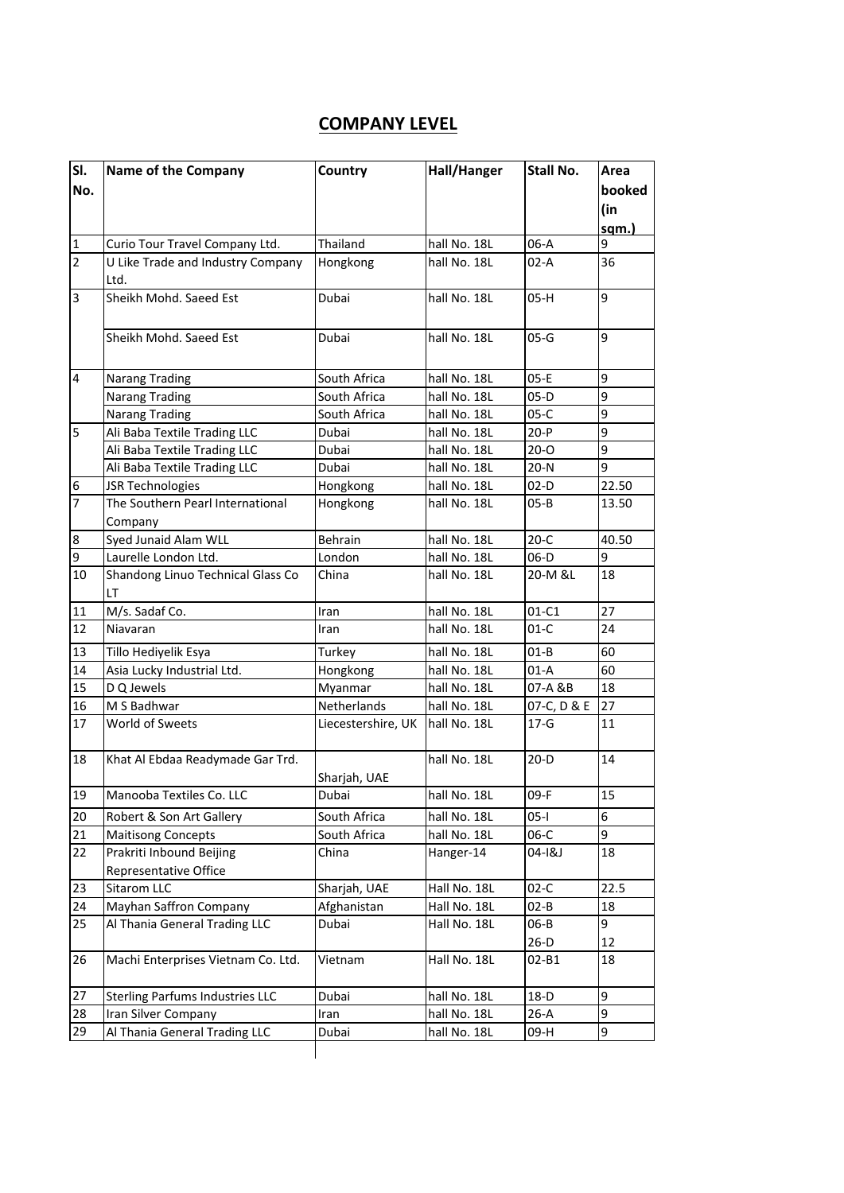## COMPANY LEVEL

| Sl. No. | Name of the Company | Country | Hall/Hanger | Stall No. | Area booked (in sqm.) |
|---|---|---|---|---|---|
| 1 | Curio Tour Travel Company Ltd. | Thailand | hall No. 18L | 06-A | 9 |
| 2 | U Like Trade and Industry Company Ltd. | Hongkong | hall No. 18L | 02-A | 36 |
| 3 | Sheikh Mohd. Saeed Est | Dubai | hall No. 18L | 05-H | 9 |
| | Sheikh Mohd. Saeed Est | Dubai | hall No. 18L | 05-G | 9 |
| 4 | Narang Trading | South Africa | hall No. 18L | 05-E | 9 |
| | Narang Trading | South Africa | hall No. 18L | 05-D | 9 |
| | Narang Trading | South Africa | hall No. 18L | 05-C | 9 |
| 5 | Ali Baba Textile Trading LLC | Dubai | hall No. 18L | 20-P | 9 |
| | Ali Baba Textile Trading LLC | Dubai | hall No. 18L | 20-O | 9 |
| | Ali Baba Textile Trading LLC | Dubai | hall No. 18L | 20-N | 9 |
| 6 | JSR Technologies | Hongkong | hall No. 18L | 02-D | 22.50 |
| 7 | The Southern Pearl International Company | Hongkong | hall No. 18L | 05-B | 13.50 |
| 8 | Syed Junaid Alam WLL | Behrain | hall No. 18L | 20-C | 40.50 |
| 9 | Laurelle London Ltd. | London | hall No. 18L | 06-D | 9 |
| 10 | Shandong Linuo Technical Glass Co LT | China | hall No. 18L | 20-M &L | 18 |
| 11 | M/s. Sadaf Co. | Iran | hall No. 18L | 01-C1 | 27 |
| 12 | Niavaran | Iran | hall No. 18L | 01-C | 24 |
| 13 | Tillo Hediyelik Esya | Turkey | hall No. 18L | 01-B | 60 |
| 14 | Asia Lucky Industrial Ltd. | Hongkong | hall No. 18L | 01-A | 60 |
| 15 | D Q Jewels | Myanmar | hall No. 18L | 07-A &B | 18 |
| 16 | M S Badhwar | Netherlands | hall No. 18L | 07-C, D & E | 27 |
| 17 | World of Sweets | Liecestershire, UK | hall No. 18L | 17-G | 11 |
| 18 | Khat Al Ebdaa Readymade Gar Trd. | Sharjah, UAE | hall No. 18L | 20-D | 14 |
| 19 | Manooba Textiles Co. LLC | Dubai | hall No. 18L | 09-F | 15 |
| 20 | Robert & Son Art Gallery | South Africa | hall No. 18L | 05-I | 6 |
| 21 | Maitisong Concepts | South Africa | hall No. 18L | 06-C | 9 |
| 22 | Prakriti Inbound Beijing Representative Office | China | Hanger-14 | 04-I&J | 18 |
| 23 | Sitarom LLC | Sharjah, UAE | Hall No. 18L | 02-C | 22.5 |
| 24 | Mayhan Saffron Company | Afghanistan | Hall No. 18L | 02-B | 18 |
| 25 | Al Thania General Trading LLC | Dubai | Hall No. 18L | 06-B<br>26-D | 9<br>12 |
| 26 | Machi Enterprises Vietnam Co. Ltd. | Vietnam | Hall No. 18L | 02-B1 | 18 |
| 27 | Sterling Parfums Industries LLC | Dubai | hall No. 18L | 18-D | 9 |
| 28 | Iran Silver Company | Iran | hall No. 18L | 26-A | 9 |
| 29 | Al Thania General Trading LLC | Dubai | hall No. 18L | 09-H | 9 |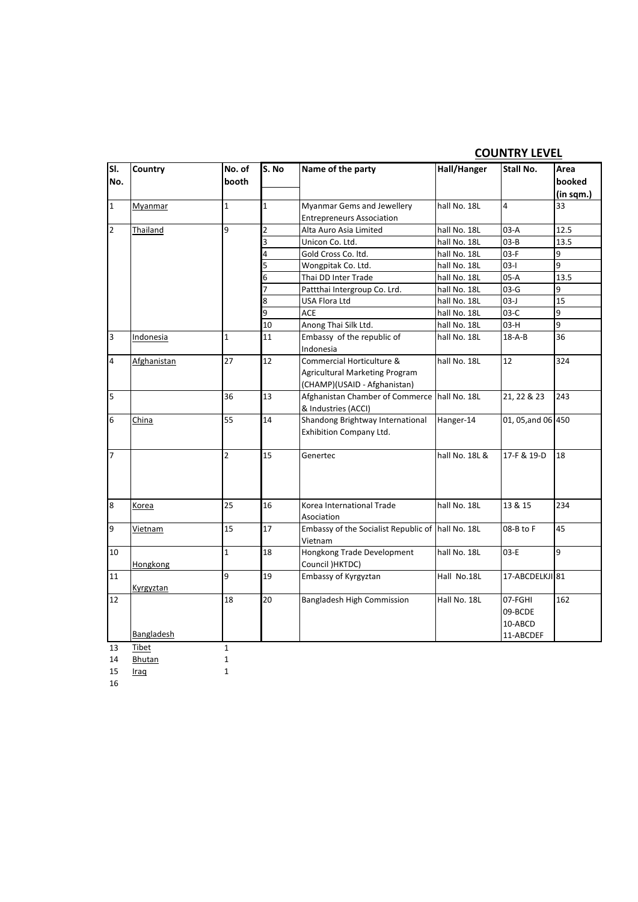## COUNTRY LEVEL

| Sl. No. | Country | No. of booth | S. No | Name of the party | Hall/Hanger | Stall No. | Area booked (in sqm.) |
|---|---|---|---|---|---|---|---|
| 1 | Myanmar | 1 | 1 | Myanmar Gems and Jewellery Entrepreneurs Association | hall No. 18L | 4 | 33 |
| 2 | Thailand | 9 | 2 | Alta Auro Asia Limited | hall No. 18L | 03-A | 12.5 |
| | | | 3 | Unicon Co. Ltd. | hall No. 18L | 03-B | 13.5 |
| | | | 4 | Gold Cross Co. ltd. | hall No. 18L | 03-F | 9 |
| | | | 5 | Wongpitak Co. Ltd. | hall No. 18L | 03-I | 9 |
| | | | 6 | Thai DD Inter Trade | hall No. 18L | 05-A | 13.5 |
| | | | 7 | Pattthai Intergroup Co. Lrd. | hall No. 18L | 03-G | 9 |
| | | | 8 | USA Flora Ltd | hall No. 18L | 03-J | 15 |
| | | | 9 | ACE | hall No. 18L | 03-C | 9 |
| | | | 10 | Anong Thai Silk Ltd. | hall No. 18L | 03-H | 9 |
| 3 | Indonesia | 1 | 11 | Embassy of the republic of Indonesia | hall No. 18L | 18-A-B | 36 |
| 4 | Afghanistan | 27 | 12 | Commercial Horticulture & Agricultural Marketing Program (CHAMP)(USAID - Afghanistan) | hall No. 18L | 12 | 324 |
| 5 | | 36 | 13 | Afghanistan Chamber of Commerce & Industries (ACCI) | hall No. 18L | 21, 22 & 23 | 243 |
| 6 | China | 55 | 14 | Shandong Brightway International Exhibition Company Ltd. | Hanger-14 | 01, 05,and 06 | 450 |
| 7 | | 2 | 15 | Genertec | hall No. 18L & | 17-F & 19-D | 18 |
| 8 | Korea | 25 | 16 | Korea International Trade Asociation | hall No. 18L | 13 & 15 | 234 |
| 9 | Vietnam | 15 | 17 | Embassy of the Socialist Republic of Vietnam | hall No. 18L | 08-B to F | 45 |
| 10 | Hongkong | 1 | 18 | Hongkong Trade Development Council )HKTDC) | hall No. 18L | 03-E | 9 |
| 11 | Kyrgyztan | 9 | 19 | Embassy of Kyrgyztan | Hall No.18L | 17-ABCDELKJI | 81 |
| 12 | Bangladesh | 18 | 20 | Bangladesh High Commission | Hall No. 18L | 07-FGHI 09-BCDE 10-ABCD 11-ABCDEF | 162 |
| 13 | Tibet | 1 | | | | | |
| 14 | Bhutan | 1 | | | | | |
| 15 | Iraq | 1 | | | | | |
| 16 | | | | | | | |